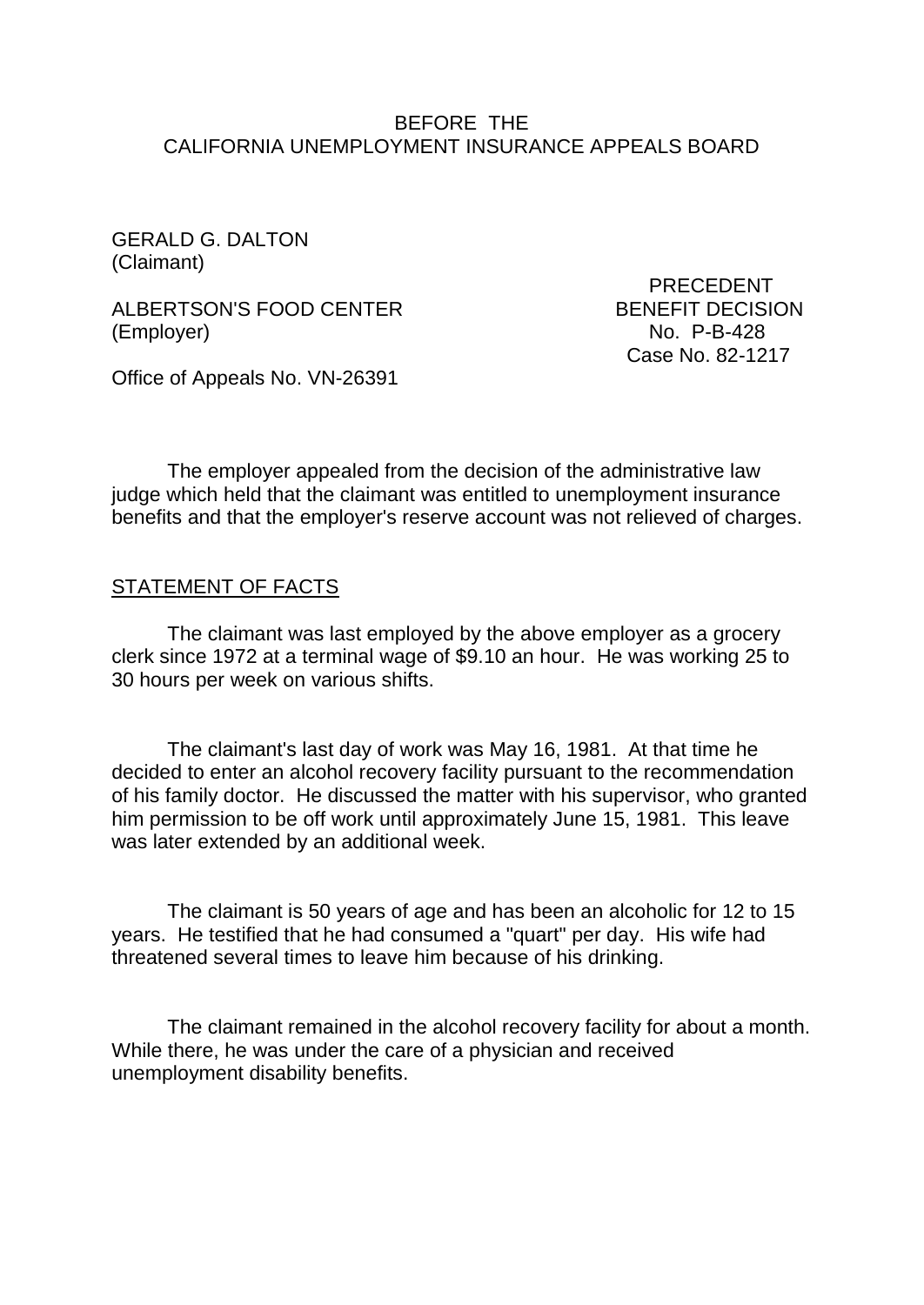BEFORE THE
CALIFORNIA UNEMPLOYMENT INSURANCE APPEALS BOARD

GERALD G. DALTON
(Claimant)

ALBERTSON'S FOOD CENTER
(Employer)

PRECEDENT
BENEFIT DECISION
No. P-B-428
Case No. 82-1217

Office of Appeals No. VN-26391

The employer appealed from the decision of the administrative law judge which held that the claimant was entitled to unemployment insurance benefits and that the employer's reserve account was not relieved of charges.

STATEMENT OF FACTS

The claimant was last employed by the above employer as a grocery clerk since 1972 at a terminal wage of $9.10 an hour. He was working 25 to 30 hours per week on various shifts.

The claimant's last day of work was May 16, 1981. At that time he decided to enter an alcohol recovery facility pursuant to the recommendation of his family doctor. He discussed the matter with his supervisor, who granted him permission to be off work until approximately June 15, 1981. This leave was later extended by an additional week.

The claimant is 50 years of age and has been an alcoholic for 12 to 15 years. He testified that he had consumed a "quart" per day. His wife had threatened several times to leave him because of his drinking.

The claimant remained in the alcohol recovery facility for about a month. While there, he was under the care of a physician and received unemployment disability benefits.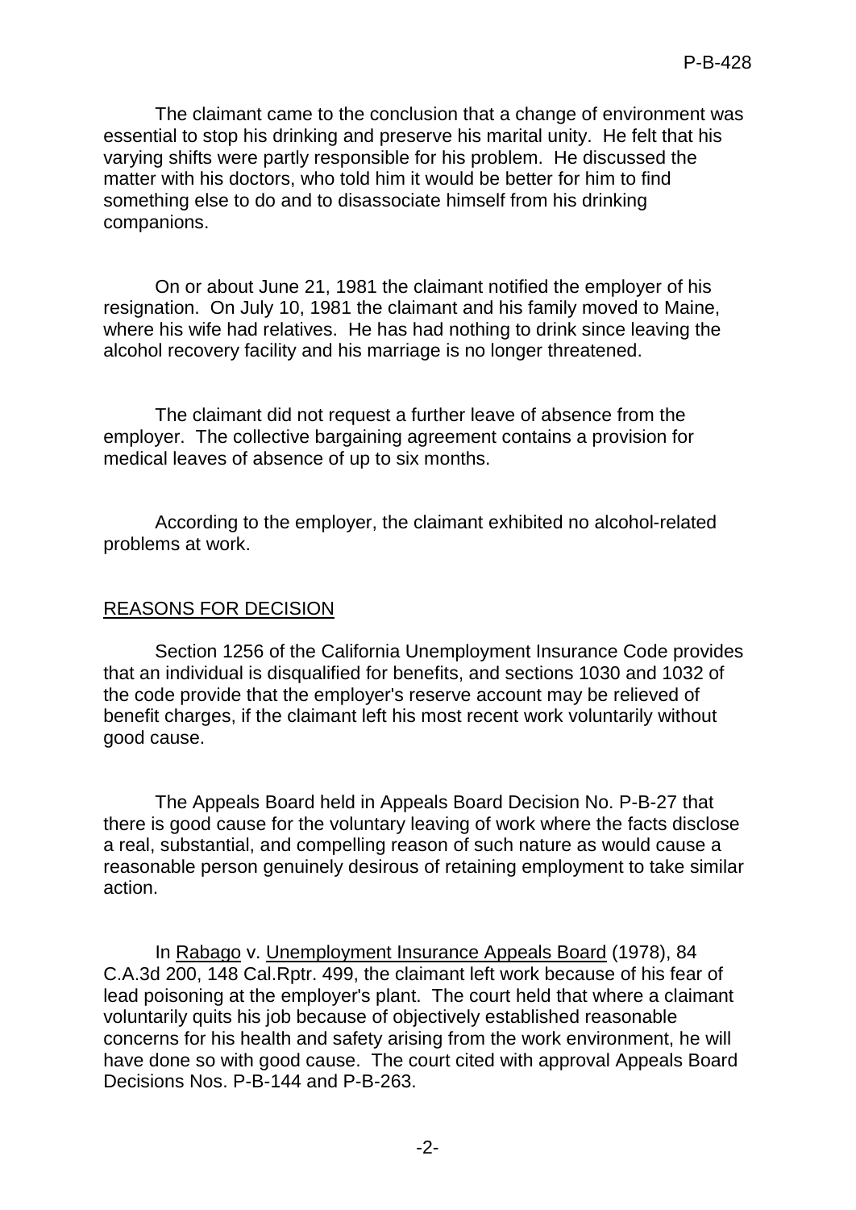The claimant came to the conclusion that a change of environment was essential to stop his drinking and preserve his marital unity. He felt that his varying shifts were partly responsible for his problem. He discussed the matter with his doctors, who told him it would be better for him to find something else to do and to disassociate himself from his drinking companions.

On or about June 21, 1981 the claimant notified the employer of his resignation. On July 10, 1981 the claimant and his family moved to Maine, where his wife had relatives. He has had nothing to drink since leaving the alcohol recovery facility and his marriage is no longer threatened.

The claimant did not request a further leave of absence from the employer. The collective bargaining agreement contains a provision for medical leaves of absence of up to six months.

According to the employer, the claimant exhibited no alcohol-related problems at work.

## REASONS FOR DECISION

Section 1256 of the California Unemployment Insurance Code provides that an individual is disqualified for benefits, and sections 1030 and 1032 of the code provide that the employer's reserve account may be relieved of benefit charges, if the claimant left his most recent work voluntarily without good cause.

The Appeals Board held in Appeals Board Decision No. P-B-27 that there is good cause for the voluntary leaving of work where the facts disclose a real, substantial, and compelling reason of such nature as would cause a reasonable person genuinely desirous of retaining employment to take similar action.

In Rabago v. Unemployment Insurance Appeals Board (1978), 84 C.A.3d 200, 148 Cal.Rptr. 499, the claimant left work because of his fear of lead poisoning at the employer's plant. The court held that where a claimant voluntarily quits his job because of objectively established reasonable concerns for his health and safety arising from the work environment, he will have done so with good cause. The court cited with approval Appeals Board Decisions Nos. P-B-144 and P-B-263.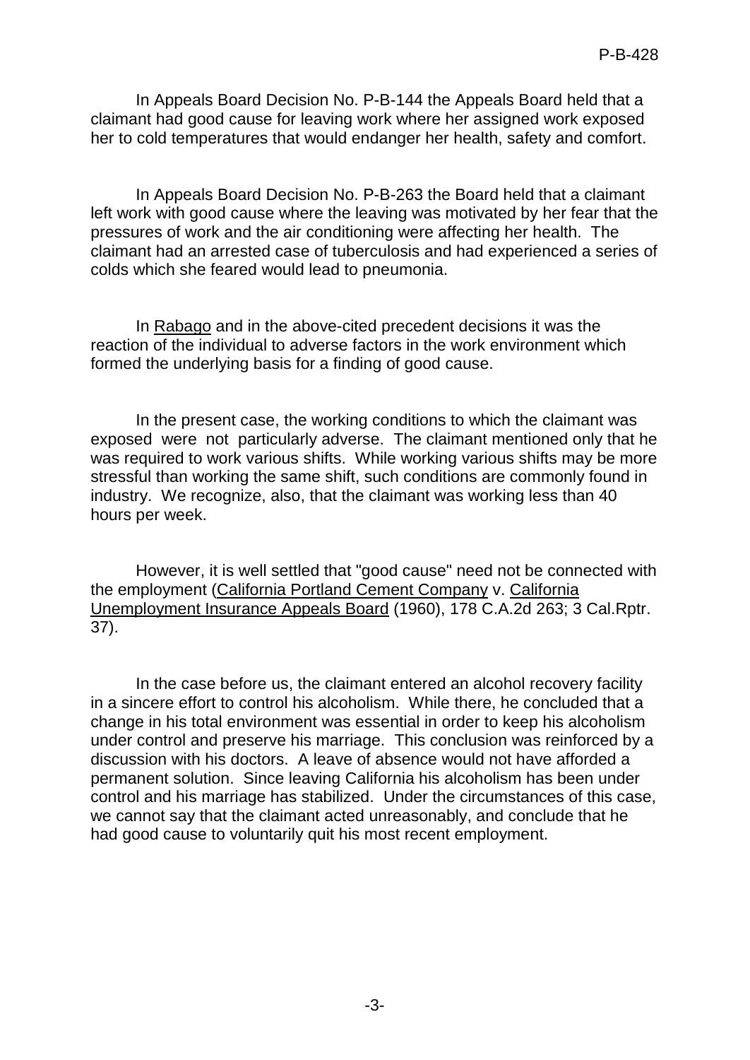In Appeals Board Decision No. P-B-144 the Appeals Board held that a claimant had good cause for leaving work where her assigned work exposed her to cold temperatures that would endanger her health, safety and comfort.

In Appeals Board Decision No. P-B-263 the Board held that a claimant left work with good cause where the leaving was motivated by her fear that the pressures of work and the air conditioning were affecting her health. The claimant had an arrested case of tuberculosis and had experienced a series of colds which she feared would lead to pneumonia.

In Rabago and in the above-cited precedent decisions it was the reaction of the individual to adverse factors in the work environment which formed the underlying basis for a finding of good cause.

In the present case, the working conditions to which the claimant was exposed were not particularly adverse. The claimant mentioned only that he was required to work various shifts. While working various shifts may be more stressful than working the same shift, such conditions are commonly found in industry. We recognize, also, that the claimant was working less than 40 hours per week.

However, it is well settled that "good cause" need not be connected with the employment (California Portland Cement Company v. California Unemployment Insurance Appeals Board (1960), 178 C.A.2d 263; 3 Cal.Rptr. 37).

In the case before us, the claimant entered an alcohol recovery facility in a sincere effort to control his alcoholism. While there, he concluded that a change in his total environment was essential in order to keep his alcoholism under control and preserve his marriage. This conclusion was reinforced by a discussion with his doctors. A leave of absence would not have afforded a permanent solution. Since leaving California his alcoholism has been under control and his marriage has stabilized. Under the circumstances of this case, we cannot say that the claimant acted unreasonably, and conclude that he had good cause to voluntarily quit his most recent employment.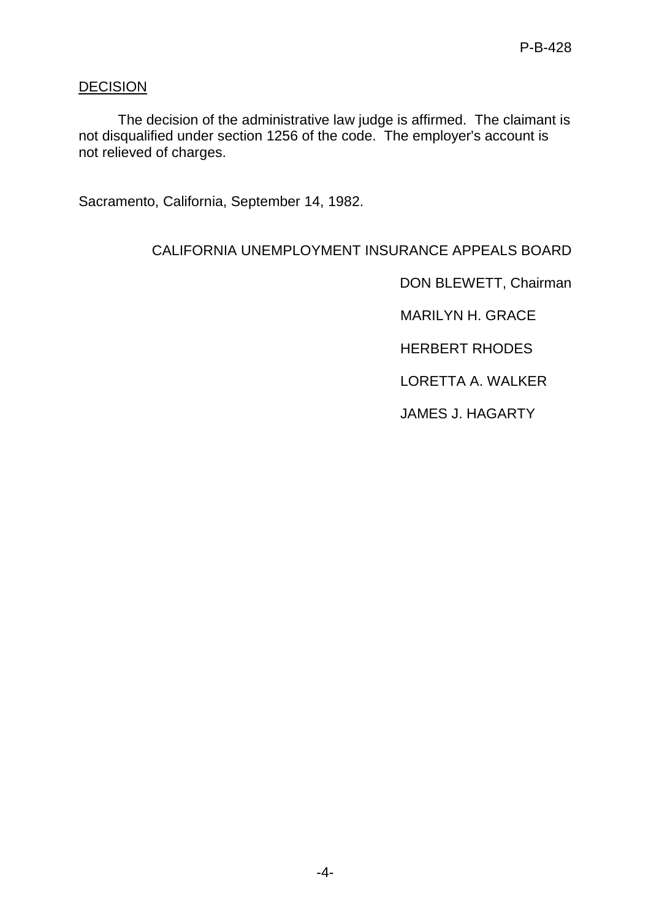DECISION

The decision of the administrative law judge is affirmed. The claimant is not disqualified under section 1256 of the code. The employer's account is not relieved of charges.

Sacramento, California, September 14, 1982.

CALIFORNIA UNEMPLOYMENT INSURANCE APPEALS BOARD

DON BLEWETT, Chairman

MARILYN H. GRACE

HERBERT RHODES

LORETTA A. WALKER

JAMES J. HAGARTY